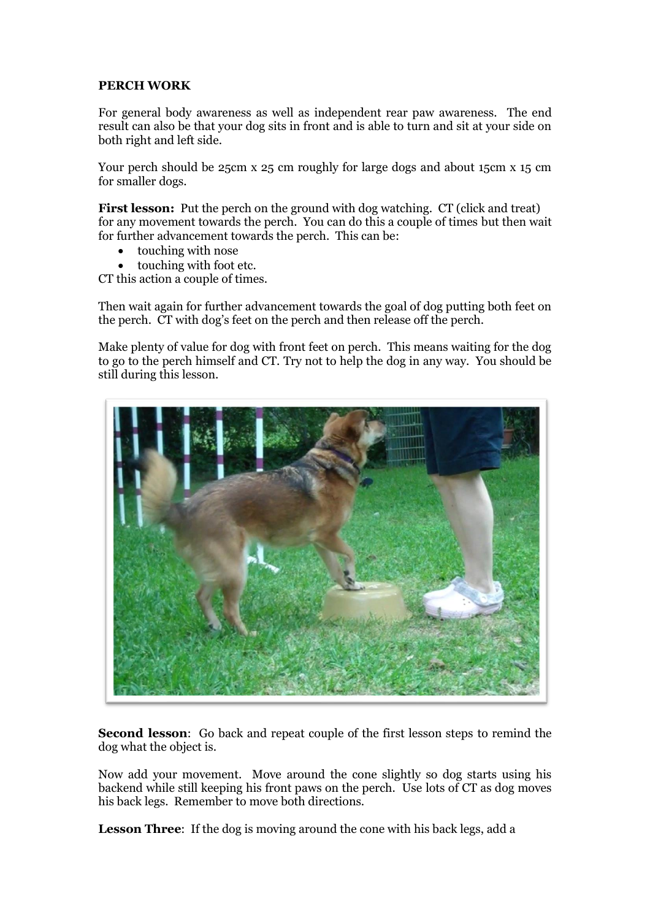**PERCH WORK**

For general body awareness as well as independent rear paw awareness. The end result can also be that your dog sits in front and is able to turn and sit at your side on both right and left side.

Your perch should be 25cm x 25 cm roughly for large dogs and about 15cm x 15 cm for smaller dogs.

**First lesson:** Put the perch on the ground with dog watching. CT (click and treat) for any movement towards the perch. You can do this a couple of times but then wait for further advancement towards the perch. This can be:

- touching with nose
- touching with foot etc.

CT this action a couple of times.

Then wait again for further advancement towards the goal of dog putting both feet on the perch. CT with dog's feet on the perch and then release off the perch.

Make plenty of value for dog with front feet on perch. This means waiting for the dog to go to the perch himself and CT. Try not to help the dog in any way. You should be still during this lesson.

**Second lesson**: Go back and repeat couple of the first lesson steps to remind the dog what the object is.

Now add your movement. Move around the cone slightly so dog starts using his backend while still keeping his front paws on the perch. Use lots of CT as dog moves his back legs. Remember to move both directions.

**Lesson Three**: If the dog is moving around the cone with his back legs, add a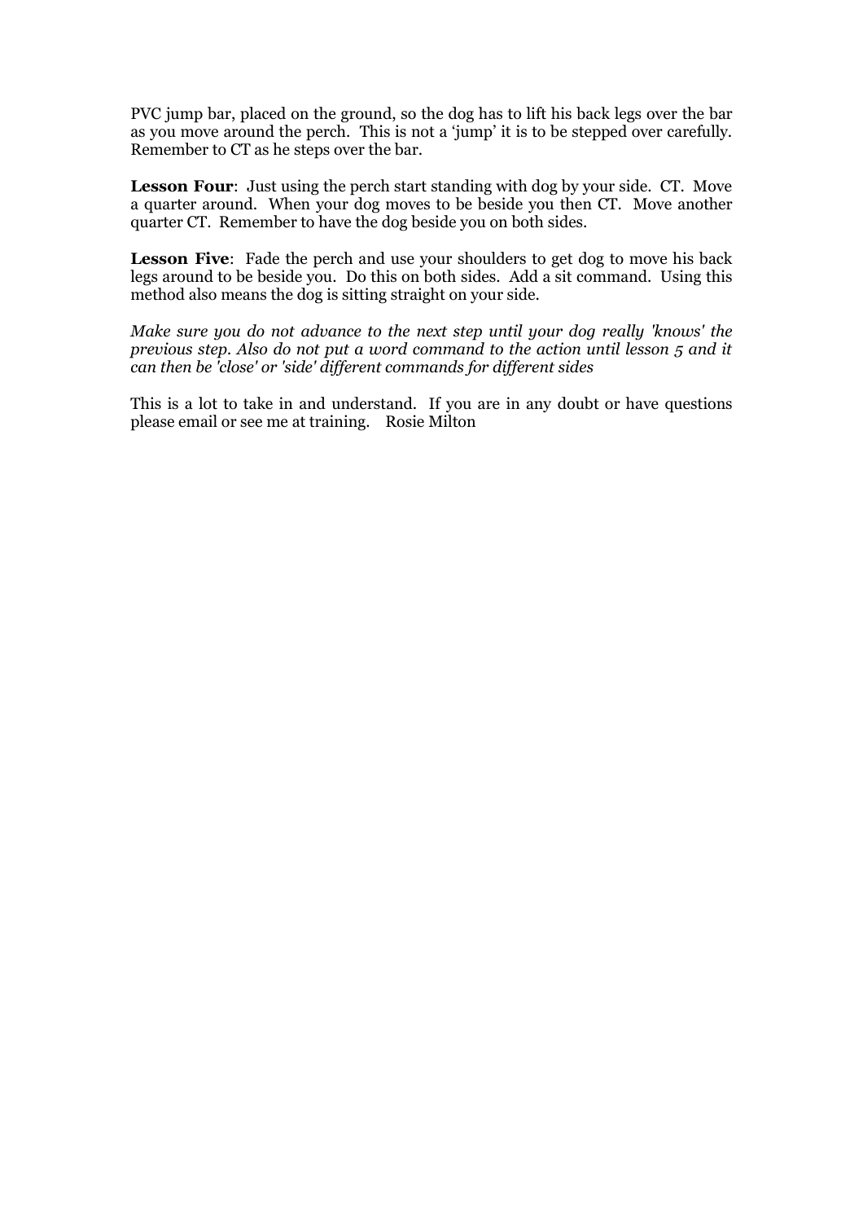PVC jump bar, placed on the ground, so the dog has to lift his back legs over the bar as you move around the perch. This is not a 'jump' it is to be stepped over carefully. Remember to CT as he steps over the bar.

**Lesson Four**: Just using the perch start standing with dog by your side. CT. Move a quarter around. When your dog moves to be beside you then CT. Move another quarter CT. Remember to have the dog beside you on both sides.

**Lesson Five**: Fade the perch and use your shoulders to get dog to move his back legs around to be beside you. Do this on both sides. Add a sit command. Using this method also means the dog is sitting straight on your side.

*Make sure you do not advance to the next step until your dog really 'knows' the previous step. Also do not put a word command to the action until lesson 5 and it can then be 'close' or 'side' different commands for different sides*

This is a lot to take in and understand. If you are in any doubt or have questions please email or see me at training. Rosie Milton